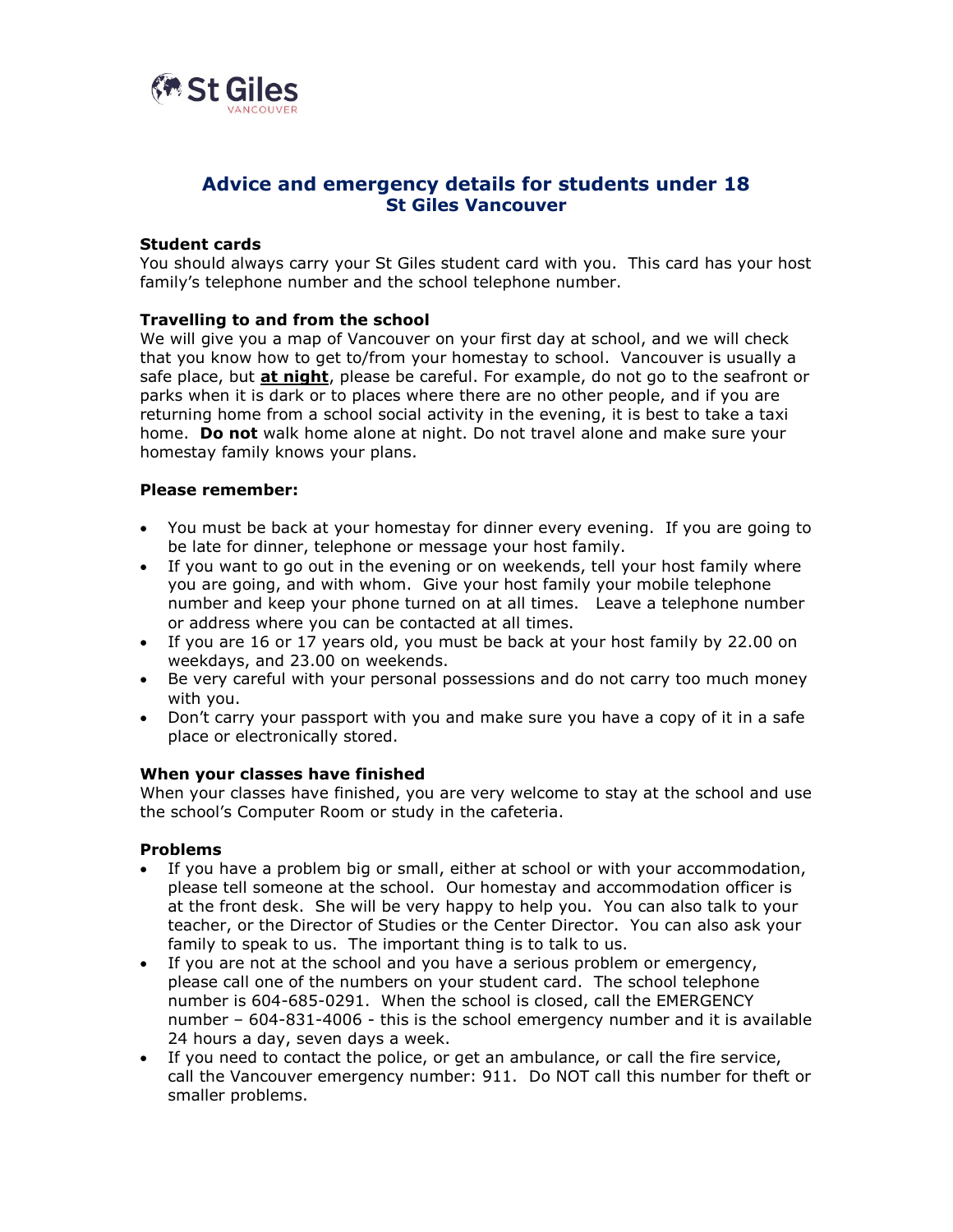St Giles VANCOUVER

# Advice and emergency details for students under 18
## St Giles Vancouver

**Student cards**
You should always carry your St Giles student card with you. This card has your host family's telephone number and the school telephone number.

**Travelling to and from the school**
We will give you a map of Vancouver on your first day at school, and we will check that you know how to get to/from your homestay to school. Vancouver is usually a safe place, but ***at night***, please be careful. For example, do not go to the seafront or parks when it is dark or to places where there are no other people, and if you are returning home from a school social activity in the evening, it is best to take a taxi home. **Do not** walk home alone at night. Do not travel alone and make sure your homestay family knows your plans.

**Please remember:**

- You must be back at your homestay for dinner every evening. If you are going to be late for dinner, telephone or message your host family.
- If you want to go out in the evening or on weekends, tell your host family where you are going, and with whom. Give your host family your mobile telephone number and keep your phone turned on at all times. Leave a telephone number or address where you can be contacted at all times.
- If you are 16 or 17 years old, you must be back at your host family by 22.00 on weekdays, and 23.00 on weekends.
- Be very careful with your personal possessions and do not carry too much money with you.
- Don't carry your passport with you and make sure you have a copy of it in a safe place or electronically stored.

**When your classes have finished**
When your classes have finished, you are very welcome to stay at the school and use the school's Computer Room or study in the cafeteria.

**Problems**
- If you have a problem big or small, either at school or with your accommodation, please tell someone at the school. Our homestay and accommodation officer is at the front desk. She will be very happy to help you. You can also talk to your teacher, or the Director of Studies or the Center Director. You can also ask your family to speak to us. The important thing is to talk to us.
- If you are not at the school and you have a serious problem or emergency, please call one of the numbers on your student card. The school telephone number is 604-685-0291. When the school is closed, call the EMERGENCY number – 604-831-4006 - this is the school emergency number and it is available 24 hours a day, seven days a week.
- If you need to contact the police, or get an ambulance, or call the fire service, call the Vancouver emergency number: 911. Do NOT call this number for theft or smaller problems.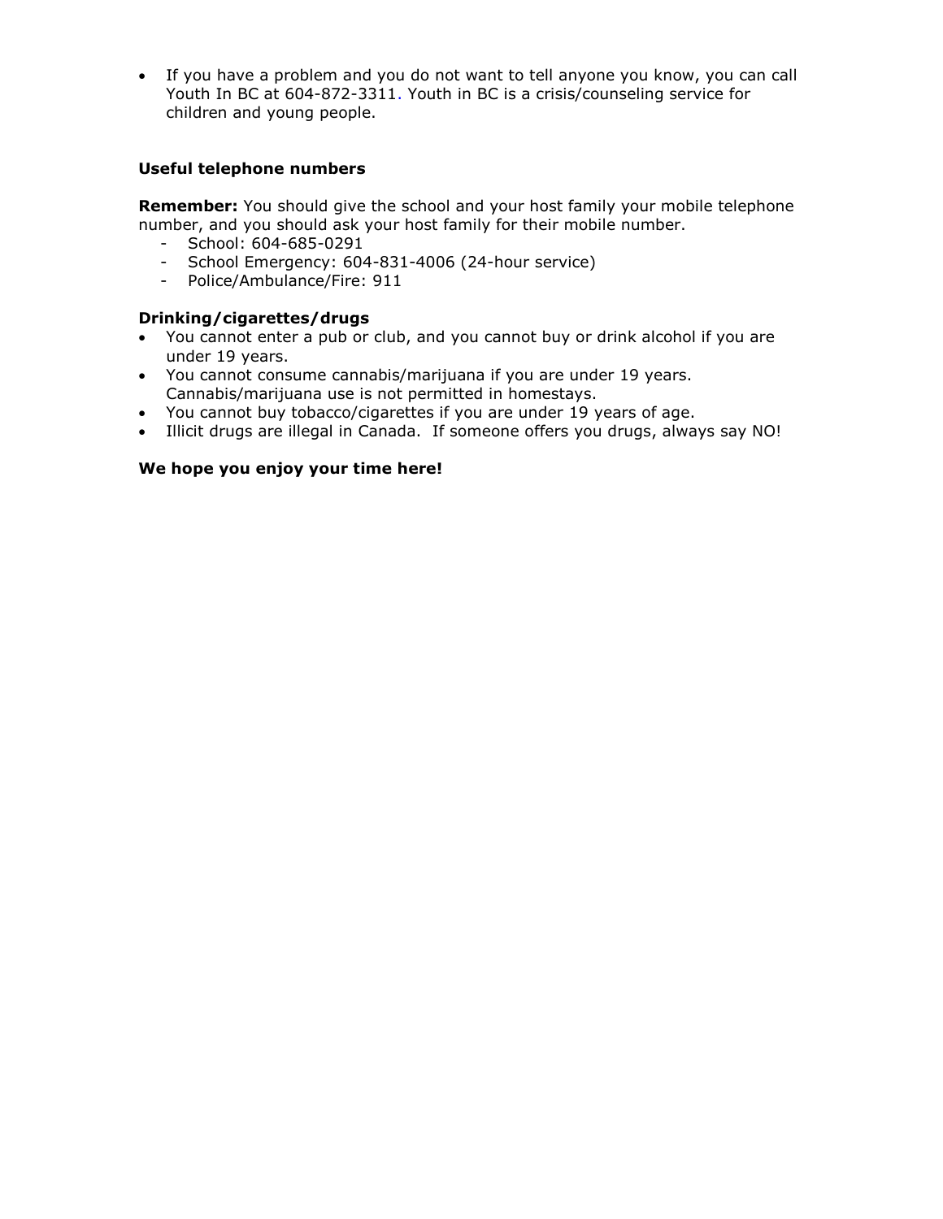- If you have a problem and you do not want to tell anyone you know, you can call Youth In BC at 604-872-3311. Youth in BC is a crisis/counseling service for children and young people.

### Useful telephone numbers

**Remember:** You should give the school and your host family your mobile telephone number, and you should ask your host family for their mobile number.

- School: 604-685-0291
- School Emergency: 604-831-4006 (24-hour service)
- Police/Ambulance/Fire: 911

### Drinking/cigarettes/drugs

- You cannot enter a pub or club, and you cannot buy or drink alcohol if you are under 19 years.
- You cannot consume cannabis/marijuana if you are under 19 years. Cannabis/marijuana use is not permitted in homestays.
- You cannot buy tobacco/cigarettes if you are under 19 years of age.
- Illicit drugs are illegal in Canada. If someone offers you drugs, always say NO!

**We hope you enjoy your time here!**